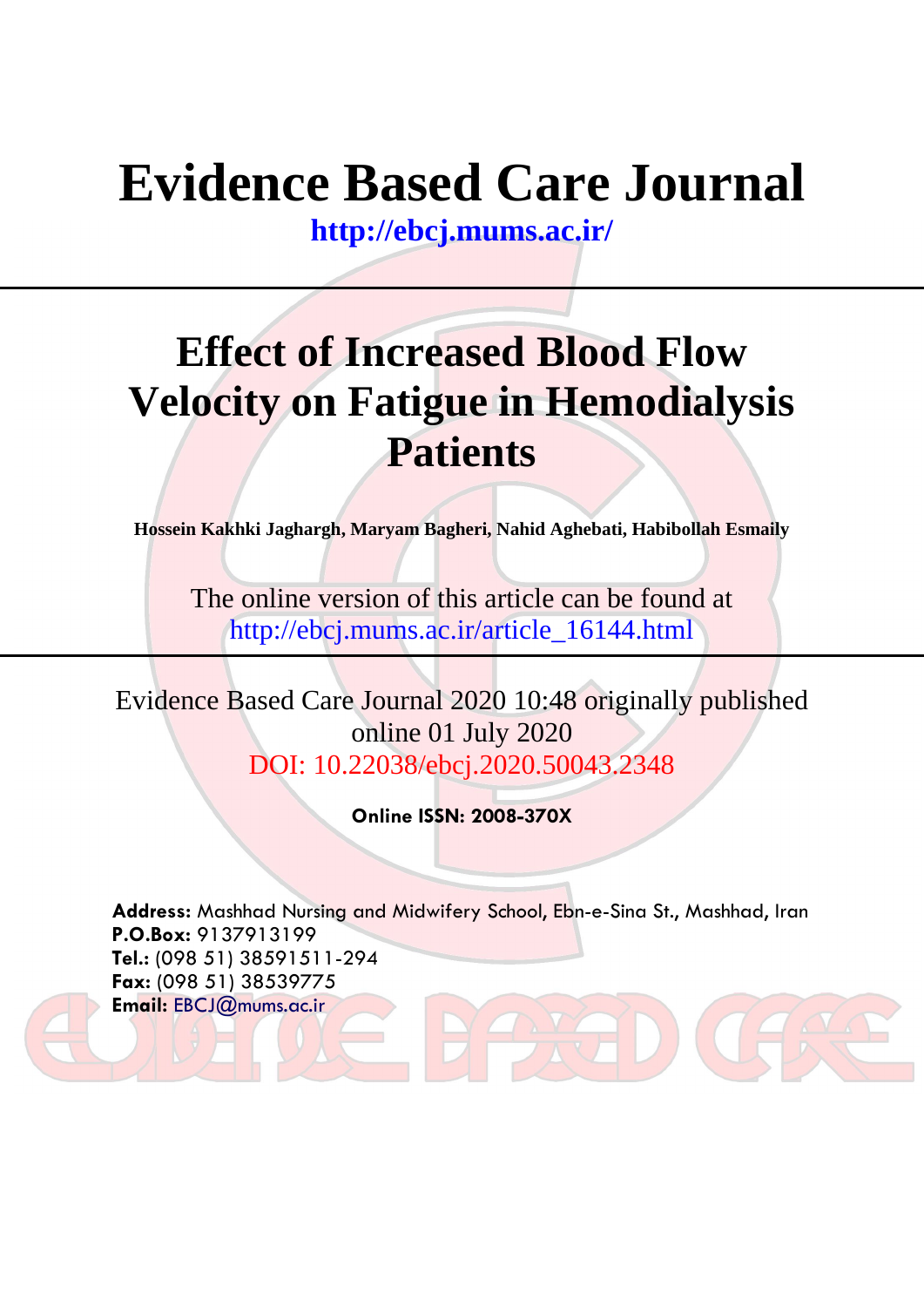# Evidence Based Care Journal

**http://ebcj.mums.ac.ir/**

## Effect of Increased Blood Flow Velocity on Fatigue in Hemodialysis Patients

**Hossein Kakhki Jaghargh, Maryam Bagheri, Nahid Aghebati, Habibollah Esmaily**

The online version of this article can be found at
http://ebcj.mums.ac.ir/article_16144.html

Evidence Based Care Journal 2020 10:48 originally published online 01 July 2020
DOI: 10.22038/ebcj.2020.50043.2348

**Online ISSN: 2008-370X**

**Address:** Mashhad Nursing and Midwifery School, Ebn-e-Sina St., Mashhad, Iran
**P.O.Box:** 9137913199
**Tel.:** (098 51) 38591511-294
**Fax:** (098 51) 38539775
**Email:** EBCJ@mums.ac.ir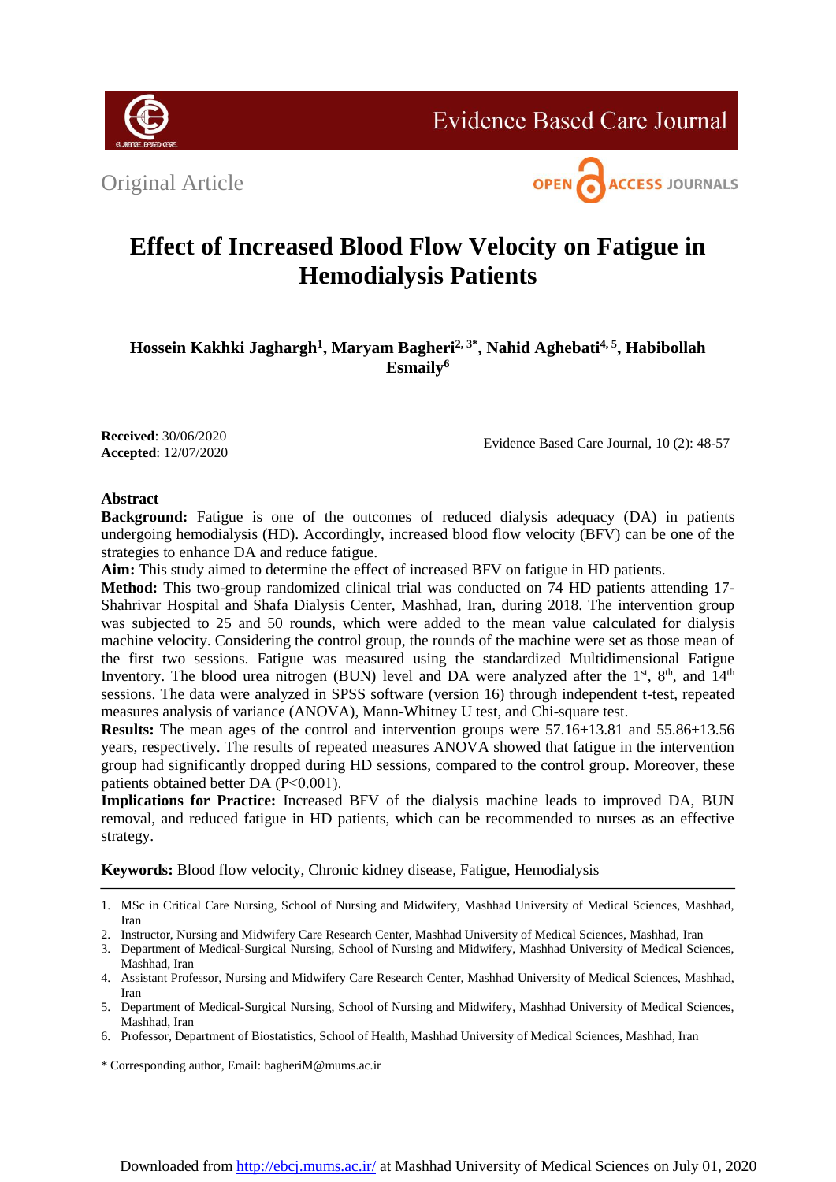Original Article

# Effect of Increased Blood Flow Velocity on Fatigue in Hemodialysis Patients

**Hossein Kakhki Jaghargh[1], Maryam Bagheri[2, 3*], Nahid Aghebati[4, 5], Habibollah Esmaily[6]**

**Received**: 30/06/2020
**Accepted**: 12/07/2020

## Abstract

**Background:** Fatigue is one of the outcomes of reduced dialysis adequacy (DA) in patients undergoing hemodialysis (HD). Accordingly, increased blood flow velocity (BFV) can be one of the strategies to enhance DA and reduce fatigue.

**Aim:** This study aimed to determine the effect of increased BFV on fatigue in HD patients.

**Method:** This two-group randomized clinical trial was conducted on 74 HD patients attending 17-Shahrivar Hospital and Shafa Dialysis Center, Mashhad, Iran, during 2018. The intervention group was subjected to 25 and 50 rounds, which were added to the mean value calculated for dialysis machine velocity. Considering the control group, the rounds of the machine were set as those mean of the first two sessions. Fatigue was measured using the standardized Multidimensional Fatigue Inventory. The blood urea nitrogen (BUN) level and DA were analyzed after the 1$^{st}$, 8$^{th}$, and 14$^{th}$ sessions. The data were analyzed in SPSS software (version 16) through independent t-test, repeated measures analysis of variance (ANOVA), Mann-Whitney U test, and Chi-square test.

**Results:** The mean ages of the control and intervention groups were 57.16±13.81 and 55.86±13.56 years, respectively. The results of repeated measures ANOVA showed that fatigue in the intervention group had significantly dropped during HD sessions, compared to the control group. Moreover, these patients obtained better DA ($P<0.001$).

**Implications for Practice:** Increased BFV of the dialysis machine leads to improved DA, BUN removal, and reduced fatigue in HD patients, which can be recommended to nurses as an effective strategy.

**Keywords:** Blood flow velocity, Chronic kidney disease, Fatigue, Hemodialysis

---

1. MSc in Critical Care Nursing, School of Nursing and Midwifery, Mashhad University of Medical Sciences, Mashhad, Iran
2. Instructor, Nursing and Midwifery Care Research Center, Mashhad University of Medical Sciences, Mashhad, Iran
3. Department of Medical-Surgical Nursing, School of Nursing and Midwifery, Mashhad University of Medical Sciences, Mashhad, Iran
4. Assistant Professor, Nursing and Midwifery Care Research Center, Mashhad University of Medical Sciences, Mashhad, Iran
5. Department of Medical-Surgical Nursing, School of Nursing and Midwifery, Mashhad University of Medical Sciences, Mashhad, Iran
6. Professor, Department of Biostatistics, School of Health, Mashhad University of Medical Sciences, Mashhad, Iran

\* Corresponding author, Email: bagheriM@mums.ac.ir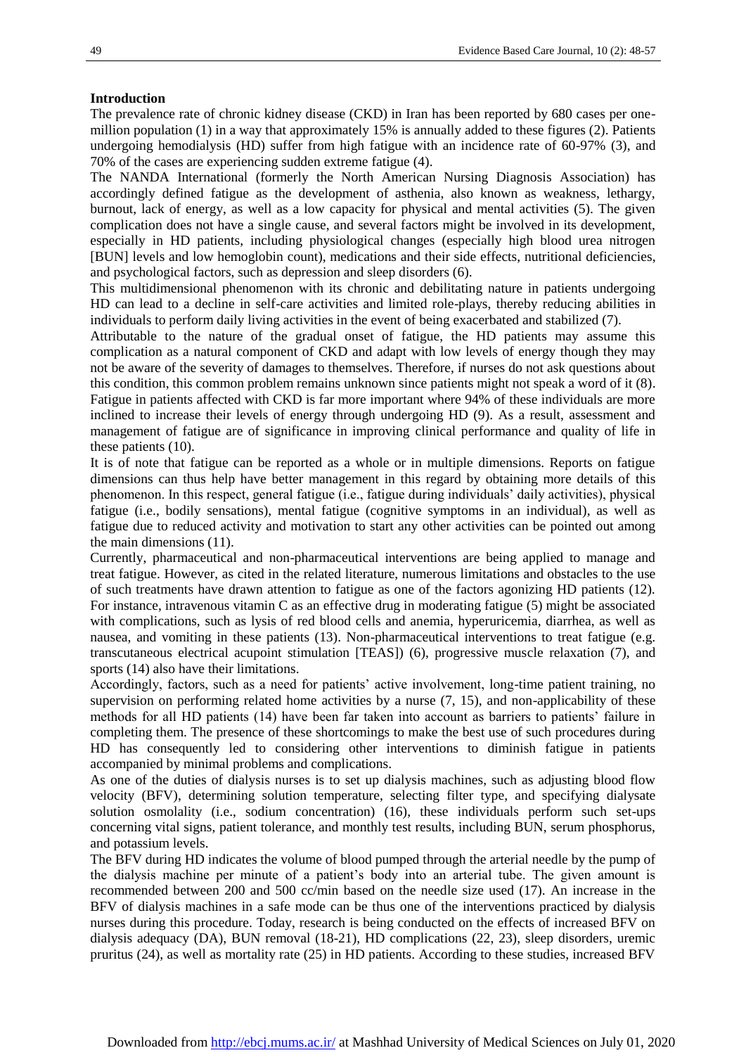**Introduction**

The prevalence rate of chronic kidney disease (CKD) in Iran has been reported by 680 cases per one-million population (1) in a way that approximately 15% is annually added to these figures (2). Patients undergoing hemodialysis (HD) suffer from high fatigue with an incidence rate of 60-97% (3), and 70% of the cases are experiencing sudden extreme fatigue (4).

The NANDA International (formerly the North American Nursing Diagnosis Association) has accordingly defined fatigue as the development of asthenia, also known as weakness, lethargy, burnout, lack of energy, as well as a low capacity for physical and mental activities (5). The given complication does not have a single cause, and several factors might be involved in its development, especially in HD patients, including physiological changes (especially high blood urea nitrogen [BUN] levels and low hemoglobin count), medications and their side effects, nutritional deficiencies, and psychological factors, such as depression and sleep disorders (6).

This multidimensional phenomenon with its chronic and debilitating nature in patients undergoing HD can lead to a decline in self-care activities and limited role-plays, thereby reducing abilities in individuals to perform daily living activities in the event of being exacerbated and stabilized (7).

Attributable to the nature of the gradual onset of fatigue, the HD patients may assume this complication as a natural component of CKD and adapt with low levels of energy though they may not be aware of the severity of damages to themselves. Therefore, if nurses do not ask questions about this condition, this common problem remains unknown since patients might not speak a word of it (8). Fatigue in patients affected with CKD is far more important where 94% of these individuals are more inclined to increase their levels of energy through undergoing HD (9). As a result, assessment and management of fatigue are of significance in improving clinical performance and quality of life in these patients (10).

It is of note that fatigue can be reported as a whole or in multiple dimensions. Reports on fatigue dimensions can thus help have better management in this regard by obtaining more details of this phenomenon. In this respect, general fatigue (i.e., fatigue during individuals' daily activities), physical fatigue (i.e., bodily sensations), mental fatigue (cognitive symptoms in an individual), as well as fatigue due to reduced activity and motivation to start any other activities can be pointed out among the main dimensions (11).

Currently, pharmaceutical and non-pharmaceutical interventions are being applied to manage and treat fatigue. However, as cited in the related literature, numerous limitations and obstacles to the use of such treatments have drawn attention to fatigue as one of the factors agonizing HD patients (12). For instance, intravenous vitamin C as an effective drug in moderating fatigue (5) might be associated with complications, such as lysis of red blood cells and anemia, hyperuricemia, diarrhea, as well as nausea, and vomiting in these patients (13). Non-pharmaceutical interventions to treat fatigue (e.g. transcutaneous electrical acupoint stimulation [TEAS]) (6), progressive muscle relaxation (7), and sports (14) also have their limitations.

Accordingly, factors, such as a need for patients' active involvement, long-time patient training, no supervision on performing related home activities by a nurse (7, 15), and non-applicability of these methods for all HD patients (14) have been far taken into account as barriers to patients' failure in completing them. The presence of these shortcomings to make the best use of such procedures during HD has consequently led to considering other interventions to diminish fatigue in patients accompanied by minimal problems and complications.

As one of the duties of dialysis nurses is to set up dialysis machines, such as adjusting blood flow velocity (BFV), determining solution temperature, selecting filter type, and specifying dialysate solution osmolality (i.e., sodium concentration) (16), these individuals perform such set-ups concerning vital signs, patient tolerance, and monthly test results, including BUN, serum phosphorus, and potassium levels.

The BFV during HD indicates the volume of blood pumped through the arterial needle by the pump of the dialysis machine per minute of a patient's body into an arterial tube. The given amount is recommended between 200 and 500 cc/min based on the needle size used (17). An increase in the BFV of dialysis machines in a safe mode can be thus one of the interventions practiced by dialysis nurses during this procedure. Today, research is being conducted on the effects of increased BFV on dialysis adequacy (DA), BUN removal (18-21), HD complications (22, 23), sleep disorders, uremic pruritus (24), as well as mortality rate (25) in HD patients. According to these studies, increased BFV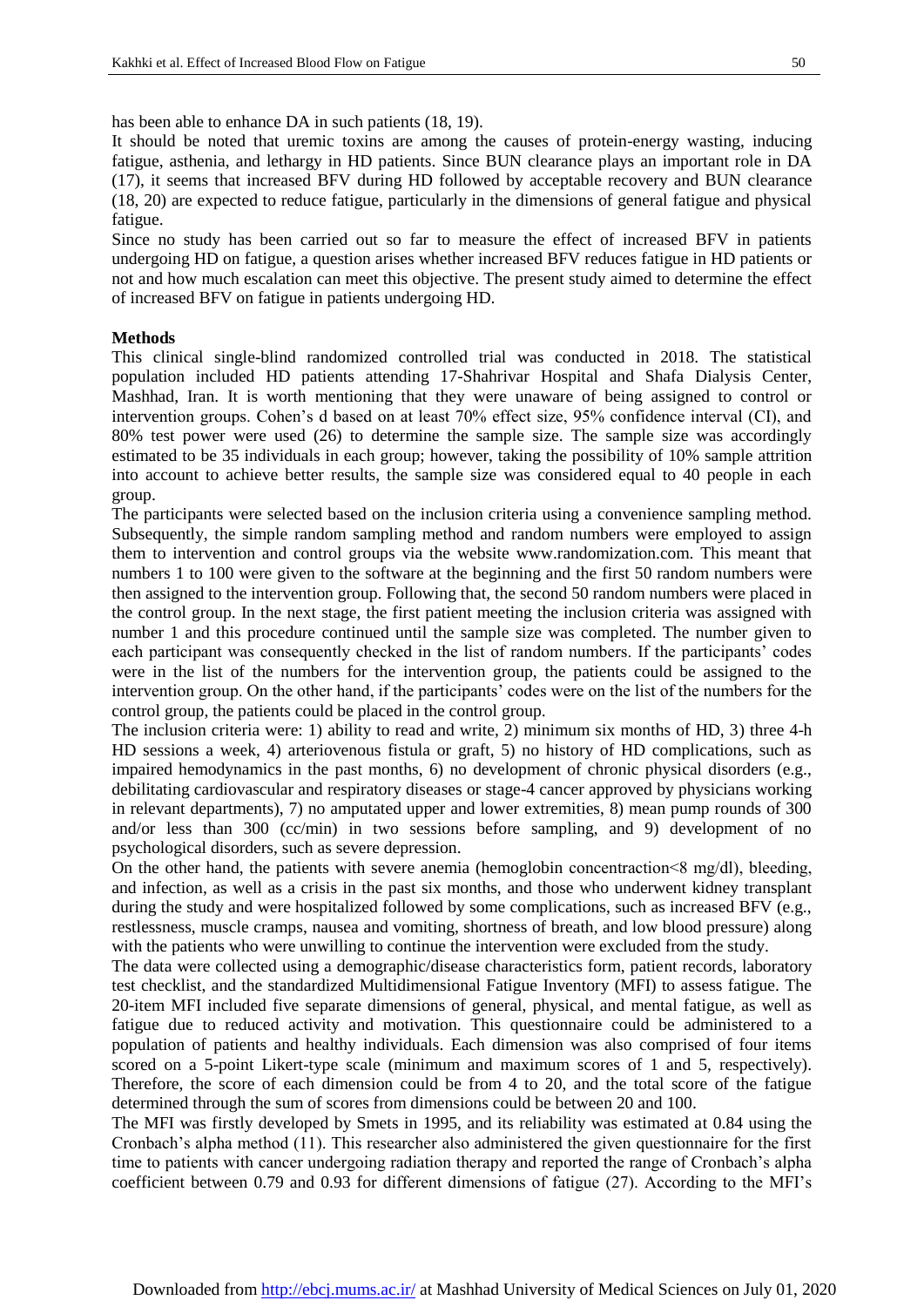has been able to enhance DA in such patients (18, 19).

It should be noted that uremic toxins are among the causes of protein-energy wasting, inducing fatigue, asthenia, and lethargy in HD patients. Since BUN clearance plays an important role in DA (17), it seems that increased BFV during HD followed by acceptable recovery and BUN clearance (18, 20) are expected to reduce fatigue, particularly in the dimensions of general fatigue and physical fatigue.

Since no study has been carried out so far to measure the effect of increased BFV in patients undergoing HD on fatigue, a question arises whether increased BFV reduces fatigue in HD patients or not and how much escalation can meet this objective. The present study aimed to determine the effect of increased BFV on fatigue in patients undergoing HD.

**Methods**

This clinical single-blind randomized controlled trial was conducted in 2018. The statistical population included HD patients attending 17-Shahrivar Hospital and Shafa Dialysis Center, Mashhad, Iran. It is worth mentioning that they were unaware of being assigned to control or intervention groups. Cohen's d based on at least 70% effect size, 95% confidence interval (CI), and 80% test power were used (26) to determine the sample size. The sample size was accordingly estimated to be 35 individuals in each group; however, taking the possibility of 10% sample attrition into account to achieve better results, the sample size was considered equal to 40 people in each group.

The participants were selected based on the inclusion criteria using a convenience sampling method. Subsequently, the simple random sampling method and random numbers were employed to assign them to intervention and control groups via the website www.randomization.com. This meant that numbers 1 to 100 were given to the software at the beginning and the first 50 random numbers were then assigned to the intervention group. Following that, the second 50 random numbers were placed in the control group. In the next stage, the first patient meeting the inclusion criteria was assigned with number 1 and this procedure continued until the sample size was completed. The number given to each participant was consequently checked in the list of random numbers. If the participants' codes were in the list of the numbers for the intervention group, the patients could be assigned to the intervention group. On the other hand, if the participants' codes were on the list of the numbers for the control group, the patients could be placed in the control group.

The inclusion criteria were: 1) ability to read and write, 2) minimum six months of HD, 3) three 4-h HD sessions a week, 4) arteriovenous fistula or graft, 5) no history of HD complications, such as impaired hemodynamics in the past months, 6) no development of chronic physical disorders (e.g., debilitating cardiovascular and respiratory diseases or stage-4 cancer approved by physicians working in relevant departments), 7) no amputated upper and lower extremities, 8) mean pump rounds of 300 and/or less than 300 (cc/min) in two sessions before sampling, and 9) development of no psychological disorders, such as severe depression.

On the other hand, the patients with severe anemia (hemoglobin concentraction<8 mg/dl), bleeding, and infection, as well as a crisis in the past six months, and those who underwent kidney transplant during the study and were hospitalized followed by some complications, such as increased BFV (e.g., restlessness, muscle cramps, nausea and vomiting, shortness of breath, and low blood pressure) along with the patients who were unwilling to continue the intervention were excluded from the study.

The data were collected using a demographic/disease characteristics form, patient records, laboratory test checklist, and the standardized Multidimensional Fatigue Inventory (MFI) to assess fatigue. The 20-item MFI included five separate dimensions of general, physical, and mental fatigue, as well as fatigue due to reduced activity and motivation. This questionnaire could be administered to a population of patients and healthy individuals. Each dimension was also comprised of four items scored on a 5-point Likert-type scale (minimum and maximum scores of 1 and 5, respectively). Therefore, the score of each dimension could be from 4 to 20, and the total score of the fatigue determined through the sum of scores from dimensions could be between 20 and 100.

The MFI was firstly developed by Smets in 1995, and its reliability was estimated at 0.84 using the Cronbach's alpha method (11). This researcher also administered the given questionnaire for the first time to patients with cancer undergoing radiation therapy and reported the range of Cronbach's alpha coefficient between 0.79 and 0.93 for different dimensions of fatigue (27). According to the MFI's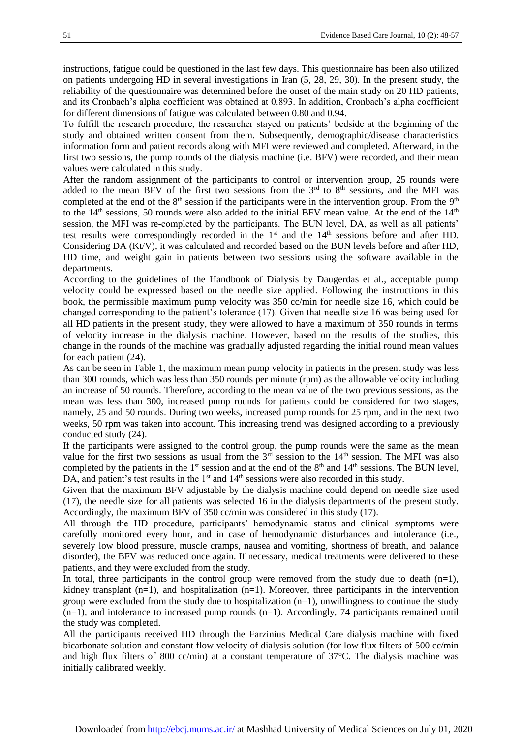instructions, fatigue could be questioned in the last few days. This questionnaire has been also utilized on patients undergoing HD in several investigations in Iran (5, 28, 29, 30). In the present study, the reliability of the questionnaire was determined before the onset of the main study on 20 HD patients, and its Cronbach's alpha coefficient was obtained at 0.893. In addition, Cronbach's alpha coefficient for different dimensions of fatigue was calculated between 0.80 and 0.94.

To fulfill the research procedure, the researcher stayed on patients' bedside at the beginning of the study and obtained written consent from them. Subsequently, demographic/disease characteristics information form and patient records along with MFI were reviewed and completed. Afterward, in the first two sessions, the pump rounds of the dialysis machine (i.e. BFV) were recorded, and their mean values were calculated in this study.

After the random assignment of the participants to control or intervention group, 25 rounds were added to the mean BFV of the first two sessions from the 3rd to 8th sessions, and the MFI was completed at the end of the 8th session if the participants were in the intervention group. From the 9th to the 14th sessions, 50 rounds were also added to the initial BFV mean value. At the end of the 14th session, the MFI was re-completed by the participants. The BUN level, DA, as well as all patients' test results were correspondingly recorded in the 1st and the 14th sessions before and after HD. Considering DA (Kt/V), it was calculated and recorded based on the BUN levels before and after HD, HD time, and weight gain in patients between two sessions using the software available in the departments.

According to the guidelines of the Handbook of Dialysis by Daugerdas et al., acceptable pump velocity could be expressed based on the needle size applied. Following the instructions in this book, the permissible maximum pump velocity was 350 cc/min for needle size 16, which could be changed corresponding to the patient's tolerance (17). Given that needle size 16 was being used for all HD patients in the present study, they were allowed to have a maximum of 350 rounds in terms of velocity increase in the dialysis machine. However, based on the results of the studies, this change in the rounds of the machine was gradually adjusted regarding the initial round mean values for each patient (24).

As can be seen in Table 1, the maximum mean pump velocity in patients in the present study was less than 300 rounds, which was less than 350 rounds per minute (rpm) as the allowable velocity including an increase of 50 rounds. Therefore, according to the mean value of the two previous sessions, as the mean was less than 300, increased pump rounds for patients could be considered for two stages, namely, 25 and 50 rounds. During two weeks, increased pump rounds for 25 rpm, and in the next two weeks, 50 rpm was taken into account. This increasing trend was designed according to a previously conducted study (24).

If the participants were assigned to the control group, the pump rounds were the same as the mean value for the first two sessions as usual from the 3rd session to the 14th session. The MFI was also completed by the patients in the 1st session and at the end of the 8th and 14th sessions. The BUN level, DA, and patient's test results in the 1st and 14th sessions were also recorded in this study.

Given that the maximum BFV adjustable by the dialysis machine could depend on needle size used (17), the needle size for all patients was selected 16 in the dialysis departments of the present study. Accordingly, the maximum BFV of 350 cc/min was considered in this study (17).

All through the HD procedure, participants' hemodynamic status and clinical symptoms were carefully monitored every hour, and in case of hemodynamic disturbances and intolerance (i.e., severely low blood pressure, muscle cramps, nausea and vomiting, shortness of breath, and balance disorder), the BFV was reduced once again. If necessary, medical treatments were delivered to these patients, and they were excluded from the study.

In total, three participants in the control group were removed from the study due to death (n=1), kidney transplant (n=1), and hospitalization (n=1). Moreover, three participants in the intervention group were excluded from the study due to hospitalization (n=1), unwillingness to continue the study (n=1), and intolerance to increased pump rounds (n=1). Accordingly, 74 participants remained until the study was completed.

All the participants received HD through the Farzinius Medical Care dialysis machine with fixed bicarbonate solution and constant flow velocity of dialysis solution (for low flux filters of 500 cc/min and high flux filters of 800 cc/min) at a constant temperature of 37°C. The dialysis machine was initially calibrated weekly.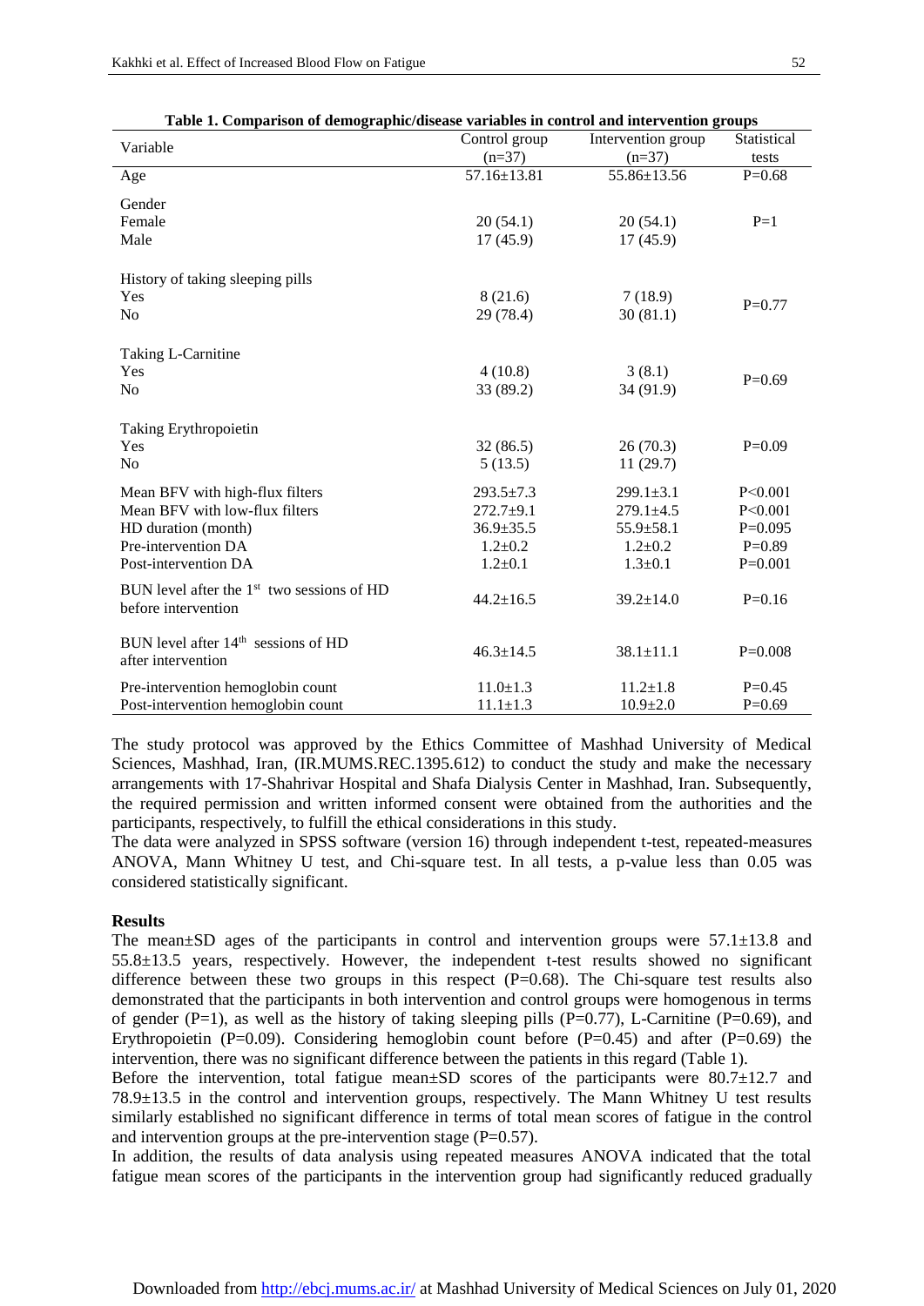**Table 1. Comparison of demographic/disease variables in control and intervention groups**

| Variable | Control group (n=37) | Intervention group (n=37) | Statistical tests |
|---|---|---|---|
| Age | 57.16±13.81 | 55.86±13.56 | P=0.68 |
| Gender | | | |
| Female | 20 (54.1) | 20 (54.1) | P=1 |
| Male | 17 (45.9) | 17 (45.9) | |
| History of taking sleeping pills | | | |
| Yes | 8 (21.6) | 7 (18.9) | P=0.77 |
| No | 29 (78.4) | 30 (81.1) | |
| Taking L-Carnitine | | | |
| Yes | 4 (10.8) | 3 (8.1) | P=0.69 |
| No | 33 (89.2) | 34 (91.9) | |
| Taking Erythropoietin | | | |
| Yes | 32 (86.5) | 26 (70.3) | P=0.09 |
| No | 5 (13.5) | 11 (29.7) | |
| Mean BFV with high-flux filters | 293.5±7.3 | 299.1±3.1 | P<0.001 |
| Mean BFV with low-flux filters | 272.7±9.1 | 279.1±4.5 | P<0.001 |
| HD duration (month) | 36.9±35.5 | 55.9±58.1 | P=0.095 |
| Pre-intervention DA | 1.2±0.2 | 1.2±0.2 | P=0.89 |
| Post-intervention DA | 1.2±0.1 | 1.3±0.1 | P=0.001 |
| BUN level after the 1st two sessions of HD before intervention | 44.2±16.5 | 39.2±14.0 | P=0.16 |
| BUN level after 14th sessions of HD after intervention | 46.3±14.5 | 38.1±11.1 | P=0.008 |
| Pre-intervention hemoglobin count | 11.0±1.3 | 11.2±1.8 | P=0.45 |
| Post-intervention hemoglobin count | 11.1±1.3 | 10.9±2.0 | P=0.69 |

The study protocol was approved by the Ethics Committee of Mashhad University of Medical Sciences, Mashhad, Iran, (IR.MUMS.REC.1395.612) to conduct the study and make the necessary arrangements with 17-Shahrivar Hospital and Shafa Dialysis Center in Mashhad, Iran. Subsequently, the required permission and written informed consent were obtained from the authorities and the participants, respectively, to fulfill the ethical considerations in this study.
The data were analyzed in SPSS software (version 16) through independent t-test, repeated-measures ANOVA, Mann Whitney U test, and Chi-square test. In all tests, a p-value less than 0.05 was considered statistically significant.

## Results

The mean±SD ages of the participants in control and intervention groups were 57.1±13.8 and 55.8±13.5 years, respectively. However, the independent t-test results showed no significant difference between these two groups in this respect (P=0.68). The Chi-square test results also demonstrated that the participants in both intervention and control groups were homogenous in terms of gender (P=1), as well as the history of taking sleeping pills (P=0.77), L-Carnitine (P=0.69), and Erythropoietin (P=0.09). Considering hemoglobin count before (P=0.45) and after (P=0.69) the intervention, there was no significant difference between the patients in this regard (Table 1).
Before the intervention, total fatigue mean±SD scores of the participants were 80.7±12.7 and 78.9±13.5 in the control and intervention groups, respectively. The Mann Whitney U test results similarly established no significant difference in terms of total mean scores of fatigue in the control and intervention groups at the pre-intervention stage (P=0.57).
In addition, the results of data analysis using repeated measures ANOVA indicated that the total fatigue mean scores of the participants in the intervention group had significantly reduced gradually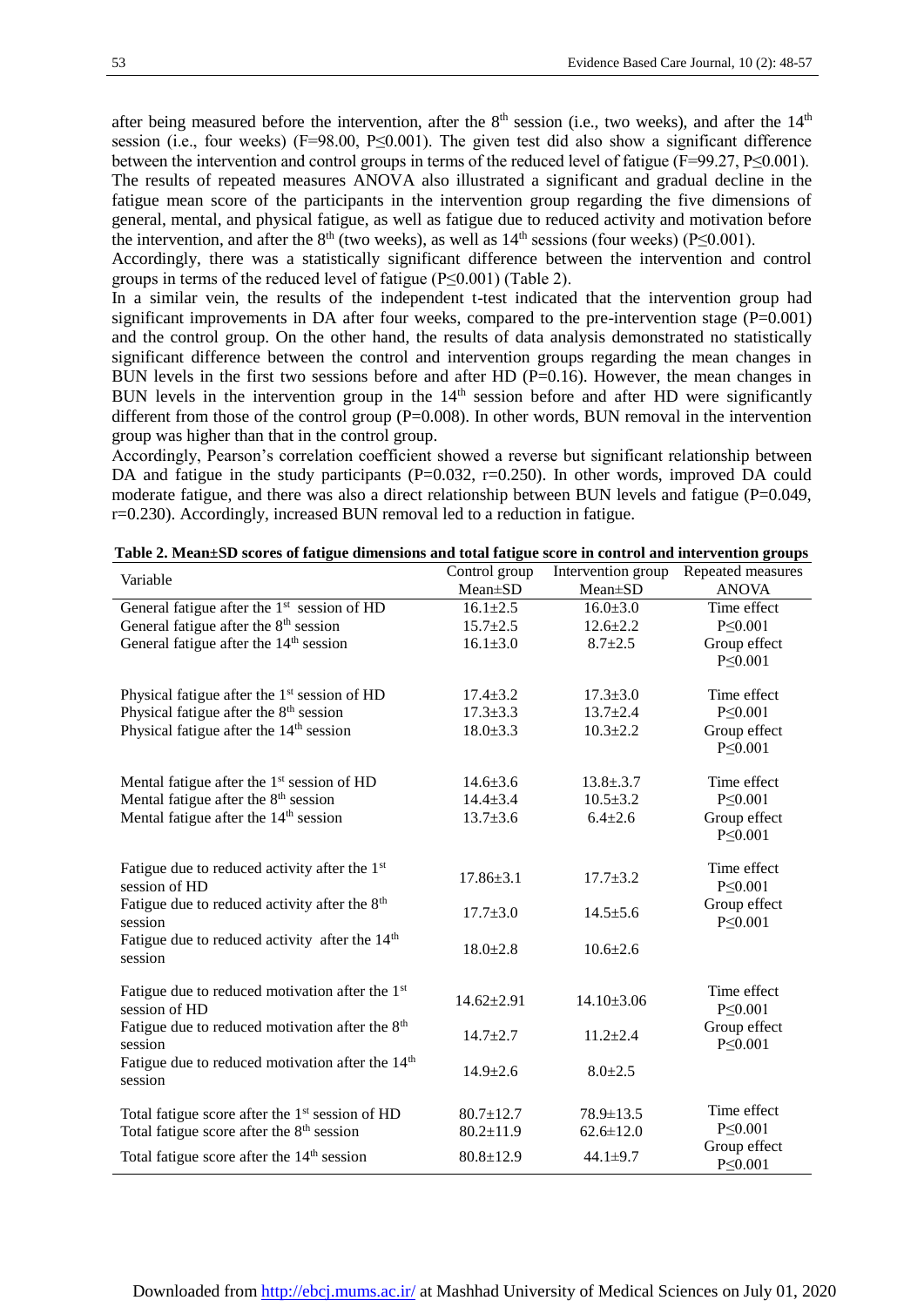after being measured before the intervention, after the 8th session (i.e., two weeks), and after the 14th session (i.e., four weeks) ($F=98.00$, $P\leq0.001$). The given test did also show a significant difference between the intervention and control groups in terms of the reduced level of fatigue ($F=99.27$, $P\leq0.001$). The results of repeated measures ANOVA also illustrated a significant and gradual decline in the fatigue mean score of the participants in the intervention group regarding the five dimensions of general, mental, and physical fatigue, as well as fatigue due to reduced activity and motivation before the intervention, and after the 8th (two weeks), as well as 14th sessions (four weeks) ($P\leq0.001$).

Accordingly, there was a statistically significant difference between the intervention and control groups in terms of the reduced level of fatigue ($P\leq0.001$) (Table 2).

In a similar vein, the results of the independent t-test indicated that the intervention group had significant improvements in DA after four weeks, compared to the pre-intervention stage ($P=0.001$) and the control group. On the other hand, the results of data analysis demonstrated no statistically significant difference between the control and intervention groups regarding the mean changes in BUN levels in the first two sessions before and after HD ($P=0.16$). However, the mean changes in BUN levels in the intervention group in the 14th session before and after HD were significantly different from those of the control group ($P=0.008$). In other words, BUN removal in the intervention group was higher than that in the control group.

Accordingly, Pearson's correlation coefficient showed a reverse but significant relationship between DA and fatigue in the study participants ($P=0.032$, $r=0.250$). In other words, improved DA could moderate fatigue, and there was also a direct relationship between BUN levels and fatigue ($P=0.049$, $r=0.230$). Accordingly, increased BUN removal led to a reduction in fatigue.

**Table 2. Mean±SD scores of fatigue dimensions and total fatigue score in control and intervention groups**

| Variable | Control group Mean±SD | Intervention group Mean±SD | Repeated measures ANOVA |
|---|---|---|---|
| General fatigue after the 1st session of HD | 16.1±2.5 | 16.0±3.0 | Time effect |
| General fatigue after the 8th session | 15.7±2.5 | 12.6±2.2 | P≤0.001 |
| General fatigue after the 14th session | 16.1±3.0 | 8.7±2.5 | Group effect P≤0.001 |
| Physical fatigue after the 1st session of HD | 17.4±3.2 | 17.3±3.0 | Time effect |
| Physical fatigue after the 8th session | 17.3±3.3 | 13.7±2.4 | P≤0.001 |
| Physical fatigue after the 14th session | 18.0±3.3 | 10.3±2.2 | Group effect P≤0.001 |
| Mental fatigue after the 1st session of HD | 14.6±3.6 | 13.8±.3.7 | Time effect |
| Mental fatigue after the 8th session | 14.4±3.4 | 10.5±3.2 | P≤0.001 |
| Mental fatigue after the 14th session | 13.7±3.6 | 6.4±2.6 | Group effect P≤0.001 |
| Fatigue due to reduced activity after the 1st session of HD | 17.86±3.1 | 17.7±3.2 | Time effect P≤0.001 |
| Fatigue due to reduced activity after the 8th session | 17.7±3.0 | 14.5±5.6 | Group effect P≤0.001 |
| Fatigue due to reduced activity after the 14th session | 18.0±2.8 | 10.6±2.6 | |
| Fatigue due to reduced motivation after the 1st session of HD | 14.62±2.91 | 14.10±3.06 | Time effect P≤0.001 |
| Fatigue due to reduced motivation after the 8th session | 14.7±2.7 | 11.2±2.4 | Group effect P≤0.001 |
| Fatigue due to reduced motivation after the 14th session | 14.9±2.6 | 8.0±2.5 | |
| Total fatigue score after the 1st session of HD | 80.7±12.7 | 78.9±13.5 | Time effect |
| Total fatigue score after the 8th session | 80.2±11.9 | 62.6±12.0 | P≤0.001 |
| Total fatigue score after the 14th session | 80.8±12.9 | 44.1±9.7 | Group effect P≤0.001 |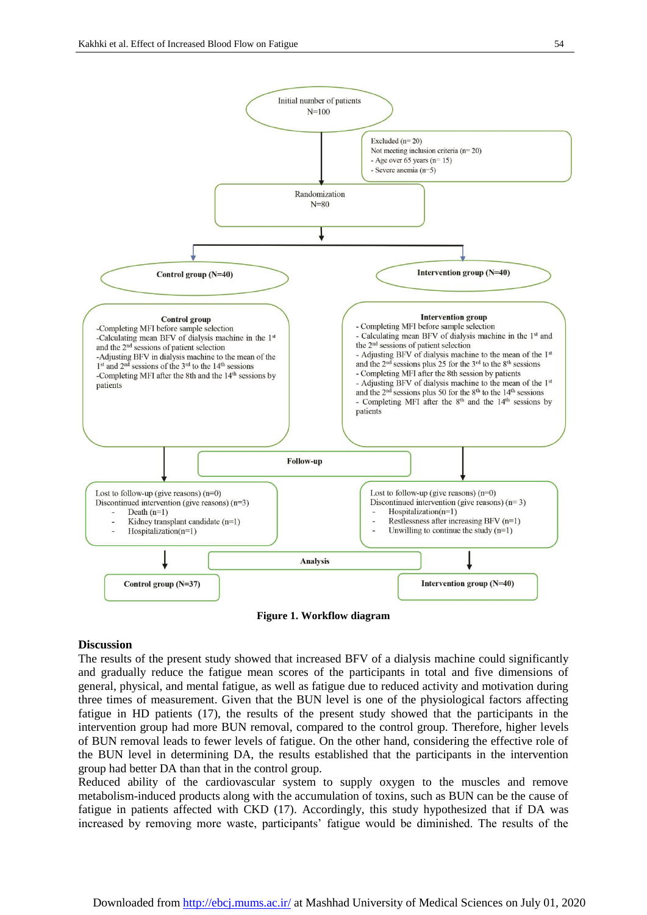Initial number of patients
N=100

Excluded (n= 20)
Not meeting inclusion criteria (n= 20)
- Age over 65 years (n= 15)
- Severe anemia (n=5)

Randomization
N=80

**Control group (N=40)**

**Intervention group (N=40)**

**Control group**
-Completing MFI before sample selection
-Calculating mean BFV of dialysis machine in the 1st and the 2nd sessions of patient selection
-Adjusting BFV in dialysis machine to the mean of the 1st and 2nd sessions of the 3rd to the 14th sessions
-Completing MFI after the 8th and the 14th sessions by patients

**Intervention group**
- Completing MFI before sample selection
- Calculating mean BFV of dialysis machine in the 1st and the 2nd sessions of patient selection
- Adjusting BFV of dialysis machine to the mean of the 1st and the 2nd sessions plus 25 for the 3rd to the 8th sessions
- Completing MFI after the 8th session by patients
- Adjusting BFV of dialysis machine to the mean of the 1st and the 2nd sessions plus 50 for the 8th to the 14th sessions
- Completing MFI after the 8th and the 14th sessions by patients

**Follow-up**

Lost to follow-up (give reasons) (n=0)
Discontinued intervention (give reasons) (n=3)
- Death (n=1)
- Kidney transplant candidate (n=1)
- Hospitalization(n=1)

Lost to follow-up (give reasons) (n=0)
Discontinued intervention (give reasons) (n= 3)
- Hospitalization(n=1)
- Restlessness after increasing BFV (n=1)
- Unwilling to continue the study (n=1)

**Analysis**

**Control group (N=37)**

**Intervention group (N=40)**

**Figure 1. Workflow diagram**

## Discussion

The results of the present study showed that increased BFV of a dialysis machine could significantly and gradually reduce the fatigue mean scores of the participants in total and five dimensions of general, physical, and mental fatigue, as well as fatigue due to reduced activity and motivation during three times of measurement. Given that the BUN level is one of the physiological factors affecting fatigue in HD patients (17), the results of the present study showed that the participants in the intervention group had more BUN removal, compared to the control group. Therefore, higher levels of BUN removal leads to fewer levels of fatigue. On the other hand, considering the effective role of the BUN level in determining DA, the results established that the participants in the intervention group had better DA than that in the control group.

Reduced ability of the cardiovascular system to supply oxygen to the muscles and remove metabolism-induced products along with the accumulation of toxins, such as BUN can be the cause of fatigue in patients affected with CKD (17). Accordingly, this study hypothesized that if DA was increased by removing more waste, participants' fatigue would be diminished. The results of the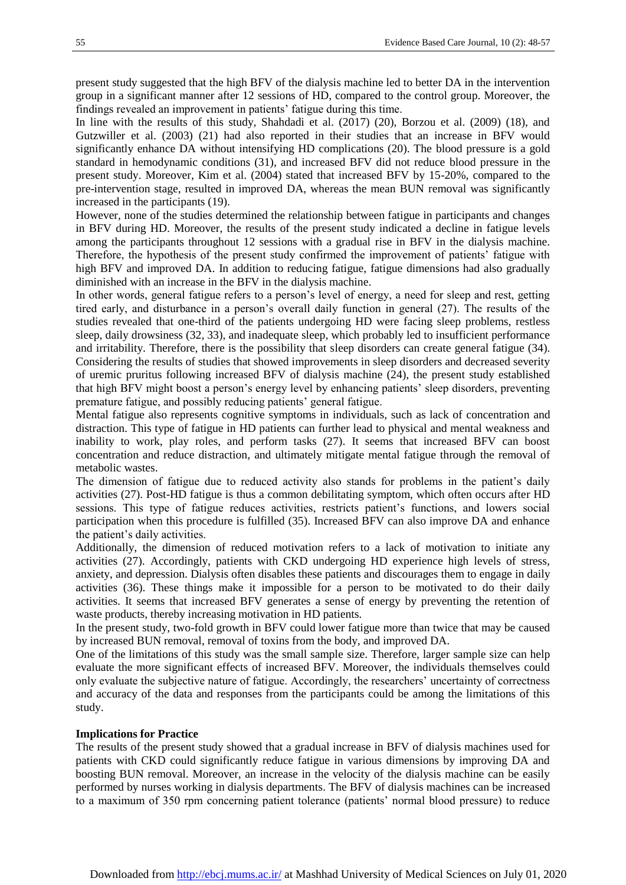present study suggested that the high BFV of the dialysis machine led to better DA in the intervention group in a significant manner after 12 sessions of HD, compared to the control group. Moreover, the findings revealed an improvement in patients' fatigue during this time.

In line with the results of this study, Shahdadi et al. (2017) (20), Borzou et al. (2009) (18), and Gutzwiller et al. (2003) (21) had also reported in their studies that an increase in BFV would significantly enhance DA without intensifying HD complications (20). The blood pressure is a gold standard in hemodynamic conditions (31), and increased BFV did not reduce blood pressure in the present study. Moreover, Kim et al. (2004) stated that increased BFV by 15-20%, compared to the pre-intervention stage, resulted in improved DA, whereas the mean BUN removal was significantly increased in the participants (19).

However, none of the studies determined the relationship between fatigue in participants and changes in BFV during HD. Moreover, the results of the present study indicated a decline in fatigue levels among the participants throughout 12 sessions with a gradual rise in BFV in the dialysis machine. Therefore, the hypothesis of the present study confirmed the improvement of patients' fatigue with high BFV and improved DA. In addition to reducing fatigue, fatigue dimensions had also gradually diminished with an increase in the BFV in the dialysis machine.

In other words, general fatigue refers to a person's level of energy, a need for sleep and rest, getting tired early, and disturbance in a person's overall daily function in general (27). The results of the studies revealed that one-third of the patients undergoing HD were facing sleep problems, restless sleep, daily drowsiness (32, 33), and inadequate sleep, which probably led to insufficient performance and irritability. Therefore, there is the possibility that sleep disorders can create general fatigue (34). Considering the results of studies that showed improvements in sleep disorders and decreased severity of uremic pruritus following increased BFV of dialysis machine (24), the present study established that high BFV might boost a person's energy level by enhancing patients' sleep disorders, preventing premature fatigue, and possibly reducing patients' general fatigue.

Mental fatigue also represents cognitive symptoms in individuals, such as lack of concentration and distraction. This type of fatigue in HD patients can further lead to physical and mental weakness and inability to work, play roles, and perform tasks (27). It seems that increased BFV can boost concentration and reduce distraction, and ultimately mitigate mental fatigue through the removal of metabolic wastes.

The dimension of fatigue due to reduced activity also stands for problems in the patient's daily activities (27). Post-HD fatigue is thus a common debilitating symptom, which often occurs after HD sessions. This type of fatigue reduces activities, restricts patient's functions, and lowers social participation when this procedure is fulfilled (35). Increased BFV can also improve DA and enhance the patient's daily activities.

Additionally, the dimension of reduced motivation refers to a lack of motivation to initiate any activities (27). Accordingly, patients with CKD undergoing HD experience high levels of stress, anxiety, and depression. Dialysis often disables these patients and discourages them to engage in daily activities (36). These things make it impossible for a person to be motivated to do their daily activities. It seems that increased BFV generates a sense of energy by preventing the retention of waste products, thereby increasing motivation in HD patients.

In the present study, two-fold growth in BFV could lower fatigue more than twice that may be caused by increased BUN removal, removal of toxins from the body, and improved DA.

One of the limitations of this study was the small sample size. Therefore, larger sample size can help evaluate the more significant effects of increased BFV. Moreover, the individuals themselves could only evaluate the subjective nature of fatigue. Accordingly, the researchers' uncertainty of correctness and accuracy of the data and responses from the participants could be among the limitations of this study.

**Implications for Practice**

The results of the present study showed that a gradual increase in BFV of dialysis machines used for patients with CKD could significantly reduce fatigue in various dimensions by improving DA and boosting BUN removal. Moreover, an increase in the velocity of the dialysis machine can be easily performed by nurses working in dialysis departments. The BFV of dialysis machines can be increased to a maximum of 350 rpm concerning patient tolerance (patients' normal blood pressure) to reduce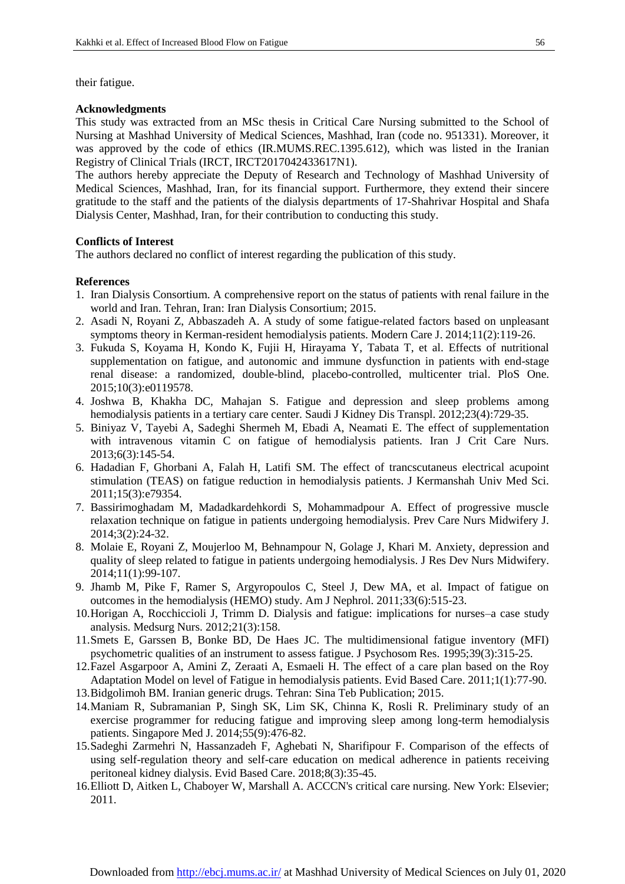their fatigue.

**Acknowledgments**

This study was extracted from an MSc thesis in Critical Care Nursing submitted to the School of Nursing at Mashhad University of Medical Sciences, Mashhad, Iran (code no. 951331). Moreover, it was approved by the code of ethics (IR.MUMS.REC.1395.612), which was listed in the Iranian Registry of Clinical Trials (IRCT, IRCT2017042433617N1).

The authors hereby appreciate the Deputy of Research and Technology of Mashhad University of Medical Sciences, Mashhad, Iran, for its financial support. Furthermore, they extend their sincere gratitude to the staff and the patients of the dialysis departments of 17-Shahrivar Hospital and Shafa Dialysis Center, Mashhad, Iran, for their contribution to conducting this study.

**Conflicts of Interest**

The authors declared no conflict of interest regarding the publication of this study.

**References**

1. Iran Dialysis Consortium. A comprehensive report on the status of patients with renal failure in the world and Iran. Tehran, Iran: Iran Dialysis Consortium; 2015.
2. Asadi N, Royani Z, Abbaszadeh A. A study of some fatigue-related factors based on unpleasant symptoms theory in Kerman-resident hemodialysis patients. Modern Care J. 2014;11(2):119-26.
3. Fukuda S, Koyama H, Kondo K, Fujii H, Hirayama Y, Tabata T, et al. Effects of nutritional supplementation on fatigue, and autonomic and immune dysfunction in patients with end-stage renal disease: a randomized, double-blind, placebo-controlled, multicenter trial. PloS One. 2015;10(3):e0119578.
4. Joshwa B, Khakha DC, Mahajan S. Fatigue and depression and sleep problems among hemodialysis patients in a tertiary care center. Saudi J Kidney Dis Transpl. 2012;23(4):729-35.
5. Biniyaz V, Tayebi A, Sadeghi Shermeh M, Ebadi A, Neamati E. The effect of supplementation with intravenous vitamin C on fatigue of hemodialysis patients. Iran J Crit Care Nurs. 2013;6(3):145-54.
6. Hadadian F, Ghorbani A, Falah H, Latifi SM. The effect of trancscutaneus electrical acupoint stimulation (TEAS) on fatigue reduction in hemodialysis patients. J Kermanshah Univ Med Sci. 2011;15(3):e79354.
7. Bassirimoghadam M, Madadkardehkordi S, Mohammadpour A. Effect of progressive muscle relaxation technique on fatigue in patients undergoing hemodialysis. Prev Care Nurs Midwifery J. 2014;3(2):24-32.
8. Molaie E, Royani Z, Moujerloo M, Behnampour N, Golage J, Khari M. Anxiety, depression and quality of sleep related to fatigue in patients undergoing hemodialysis. J Res Dev Nurs Midwifery. 2014;11(1):99-107.
9. Jhamb M, Pike F, Ramer S, Argyropoulos C, Steel J, Dew MA, et al. Impact of fatigue on outcomes in the hemodialysis (HEMO) study. Am J Nephrol. 2011;33(6):515-23.
10. Horigan A, Rocchiccioli J, Trimm D. Dialysis and fatigue: implications for nurses–a case study analysis. Medsurg Nurs. 2012;21(3):158.
11. Smets E, Garssen B, Bonke BD, De Haes JC. The multidimensional fatigue inventory (MFI) psychometric qualities of an instrument to assess fatigue. J Psychosom Res. 1995;39(3):315-25.
12. Fazel Asgarpoor A, Amini Z, Zeraati A, Esmaeli H. The effect of a care plan based on the Roy Adaptation Model on level of Fatigue in hemodialysis patients. Evid Based Care. 2011;1(1):77-90.
13. Bidgolimoh BM. Iranian generic drugs. Tehran: Sina Teb Publication; 2015.
14. Maniam R, Subramanian P, Singh SK, Lim SK, Chinna K, Rosli R. Preliminary study of an exercise programmer for reducing fatigue and improving sleep among long-term hemodialysis patients. Singapore Med J. 2014;55(9):476-82.
15. Sadeghi Zarmehri N, Hassanzadeh F, Aghebati N, Sharifipour F. Comparison of the effects of using self-regulation theory and self-care education on medical adherence in patients receiving peritoneal kidney dialysis. Evid Based Care. 2018;8(3):35-45.
16. Elliott D, Aitken L, Chaboyer W, Marshall A. ACCCN's critical care nursing. New York: Elsevier; 2011.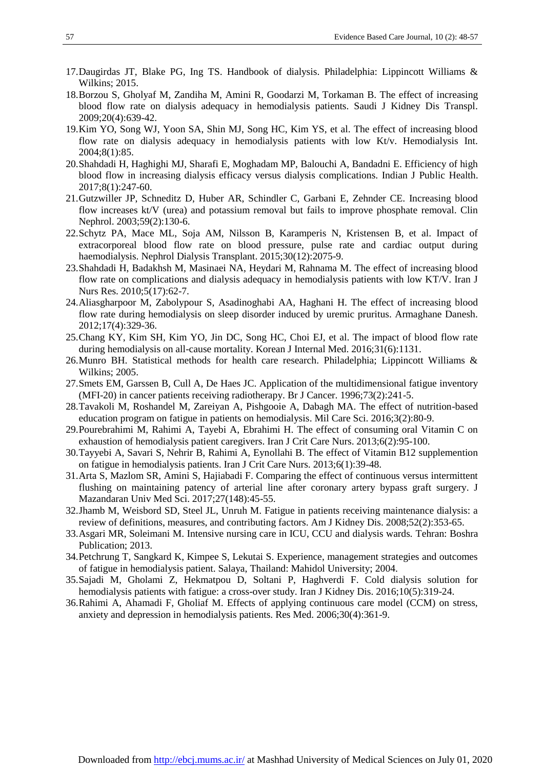17. Daugirdas JT, Blake PG, Ing TS. Handbook of dialysis. Philadelphia: Lippincott Williams & Wilkins; 2015.
18. Borzou S, Gholyaf M, Zandiha M, Amini R, Goodarzi M, Torkaman B. The effect of increasing blood flow rate on dialysis adequacy in hemodialysis patients. Saudi J Kidney Dis Transpl. 2009;20(4):639-42.
19. Kim YO, Song WJ, Yoon SA, Shin MJ, Song HC, Kim YS, et al. The effect of increasing blood flow rate on dialysis adequacy in hemodialysis patients with low Kt/v. Hemodialysis Int. 2004;8(1):85.
20. Shahdadi H, Haghighi MJ, Sharafi E, Moghadam MP, Balouchi A, Bandadni E. Efficiency of high blood flow in increasing dialysis efficacy versus dialysis complications. Indian J Public Health. 2017;8(1):247-60.
21. Gutzwiller JP, Schneditz D, Huber AR, Schindler C, Garbani E, Zehnder CE. Increasing blood flow increases kt/V (urea) and potassium removal but fails to improve phosphate removal. Clin Nephrol. 2003;59(2):130-6.
22. Schytz PA, Mace ML, Soja AM, Nilsson B, Karamperis N, Kristensen B, et al. Impact of extracorporeal blood flow rate on blood pressure, pulse rate and cardiac output during haemodialysis. Nephrol Dialysis Transplant. 2015;30(12):2075-9.
23. Shahdadi H, Badakhsh M, Masinaei NA, Heydari M, Rahnama M. The effect of increasing blood flow rate on complications and dialysis adequacy in hemodialysis patients with low KT/V. Iran J Nurs Res. 2010;5(17):62-7.
24. Aliasgharpoor M, Zabolypour S, Asadinoghabi AA, Haghani H. The effect of increasing blood flow rate during hemodialysis on sleep disorder induced by uremic pruritus. Armaghane Danesh. 2012;17(4):329-36.
25. Chang KY, Kim SH, Kim YO, Jin DC, Song HC, Choi EJ, et al. The impact of blood flow rate during hemodialysis on all-cause mortality. Korean J Internal Med. 2016;31(6):1131.
26. Munro BH. Statistical methods for health care research. Philadelphia; Lippincott Williams & Wilkins; 2005.
27. Smets EM, Garssen B, Cull A, De Haes JC. Application of the multidimensional fatigue inventory (MFI-20) in cancer patients receiving radiotherapy. Br J Cancer. 1996;73(2):241-5.
28. Tavakoli M, Roshandel M, Zareiyan A, Pishgooie A, Dabagh MA. The effect of nutrition-based education program on fatigue in patients on hemodialysis. Mil Care Sci. 2016;3(2):80-9.
29. Pourebrahimi M, Rahimi A, Tayebi A, Ebrahimi H. The effect of consuming oral Vitamin C on exhaustion of hemodialysis patient caregivers. Iran J Crit Care Nurs. 2013;6(2):95-100.
30. Tayyebi A, Savari S, Nehrir B, Rahimi A, Eynollahi B. The effect of Vitamin B12 supplemention on fatigue in hemodialysis patients. Iran J Crit Care Nurs. 2013;6(1):39-48.
31. Arta S, Mazlom SR, Amini S, Hajiabadi F. Comparing the effect of continuous versus intermittent flushing on maintaining patency of arterial line after coronary artery bypass graft surgery. J Mazandaran Univ Med Sci. 2017;27(148):45-55.
32. Jhamb M, Weisbord SD, Steel JL, Unruh M. Fatigue in patients receiving maintenance dialysis: a review of definitions, measures, and contributing factors. Am J Kidney Dis. 2008;52(2):353-65.
33. Asgari MR, Soleimani M. Intensive nursing care in ICU, CCU and dialysis wards. Tehran: Boshra Publication; 2013.
34. Petchrung T, Sangkard K, Kimpee S, Lekutai S. Experience, management strategies and outcomes of fatigue in hemodialysis patient. Salaya, Thailand: Mahidol University; 2004.
35. Sajadi M, Gholami Z, Hekmatpou D, Soltani P, Haghverdi F. Cold dialysis solution for hemodialysis patients with fatigue: a cross-over study. Iran J Kidney Dis. 2016;10(5):319-24.
36. Rahimi A, Ahamadi F, Gholiaf M. Effects of applying continuous care model (CCM) on stress, anxiety and depression in hemodialysis patients. Res Med. 2006;30(4):361-9.

Downloaded from http://ebcj.mums.ac.ir/ at Mashhad University of Medical Sciences on July 01, 2020